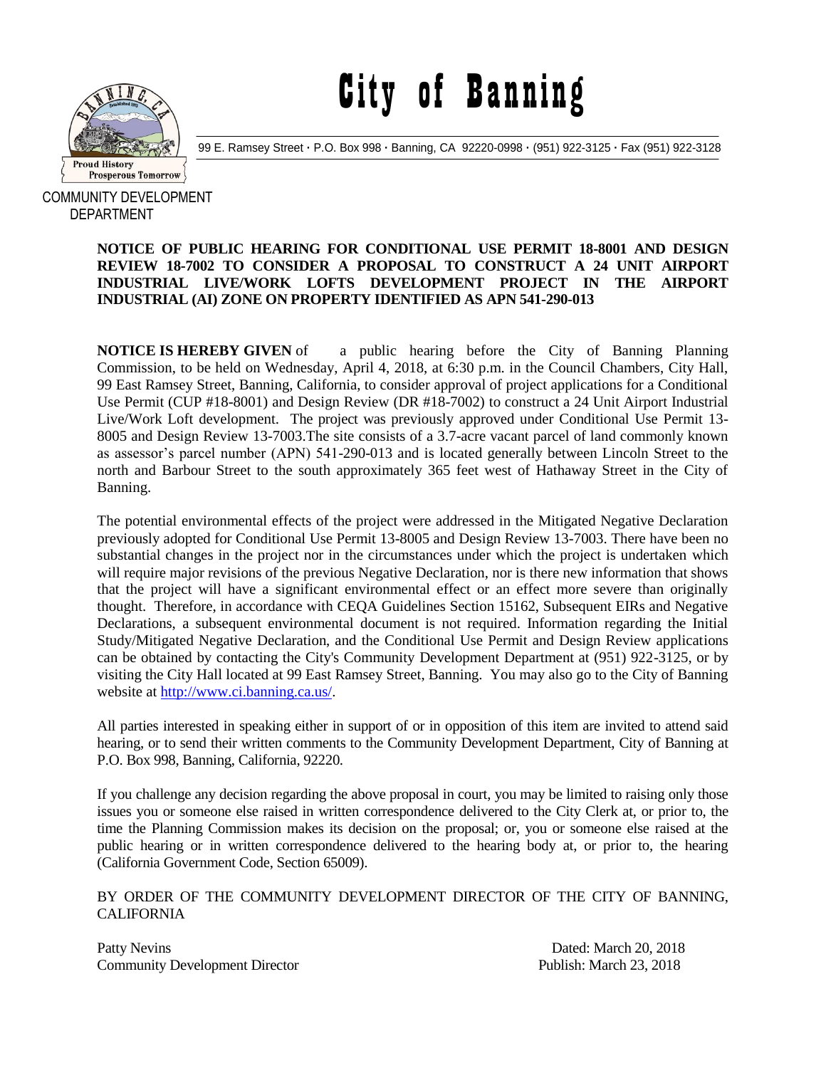# City of Banning

99 E. Ramsey Street · P.O. Box 998 · Banning, CA 92220-0998 · (951) 922-3125 · Fax (951) 922-3128

COMMUNITY DEVELOPMENT DEPARTMENT

**NOTICE OF PUBLIC HEARING FOR CONDITIONAL USE PERMIT 18-8001 AND DESIGN REVIEW 18-7002 TO CONSIDER A PROPOSAL TO CONSTRUCT A 24 UNIT AIRPORT INDUSTRIAL LIVE/WORK LOFTS DEVELOPMENT PROJECT IN THE AIRPORT INDUSTRIAL (AI) ZONE ON PROPERTY IDENTIFIED AS APN 541-290-013**

**NOTICE IS HEREBY GIVEN** of a public hearing before the City of Banning Planning Commission, to be held on Wednesday, April 4, 2018, at 6:30 p.m. in the Council Chambers, City Hall, 99 East Ramsey Street, Banning, California, to consider approval of project applications for a Conditional Use Permit (CUP #18-8001) and Design Review (DR #18-7002) to construct a 24 Unit Airport Industrial Live/Work Loft development. The project was previously approved under Conditional Use Permit 13-8005 and Design Review 13-7003.The site consists of a 3.7-acre vacant parcel of land commonly known as assessor's parcel number (APN) 541-290-013 and is located generally between Lincoln Street to the north and Barbour Street to the south approximately 365 feet west of Hathaway Street in the City of Banning.

The potential environmental effects of the project were addressed in the Mitigated Negative Declaration previously adopted for Conditional Use Permit 13-8005 and Design Review 13-7003. There have been no substantial changes in the project nor in the circumstances under which the project is undertaken which will require major revisions of the previous Negative Declaration, nor is there new information that shows that the project will have a significant environmental effect or an effect more severe than originally thought. Therefore, in accordance with CEQA Guidelines Section 15162, Subsequent EIRs and Negative Declarations, a subsequent environmental document is not required. Information regarding the Initial Study/Mitigated Negative Declaration, and the Conditional Use Permit and Design Review applications can be obtained by contacting the City's Community Development Department at (951) 922-3125, or by visiting the City Hall located at 99 East Ramsey Street, Banning. You may also go to the City of Banning website at http://www.ci.banning.ca.us/.

All parties interested in speaking either in support of or in opposition of this item are invited to attend said hearing, or to send their written comments to the Community Development Department, City of Banning at P.O. Box 998, Banning, California, 92220.

If you challenge any decision regarding the above proposal in court, you may be limited to raising only those issues you or someone else raised in written correspondence delivered to the City Clerk at, or prior to, the time the Planning Commission makes its decision on the proposal; or, you or someone else raised at the public hearing or in written correspondence delivered to the hearing body at, or prior to, the hearing (California Government Code, Section 65009).

BY ORDER OF THE COMMUNITY DEVELOPMENT DIRECTOR OF THE CITY OF BANNING, CALIFORNIA

Patty Nevins
Community Development Director

Dated: March 20, 2018
Publish: March 23, 2018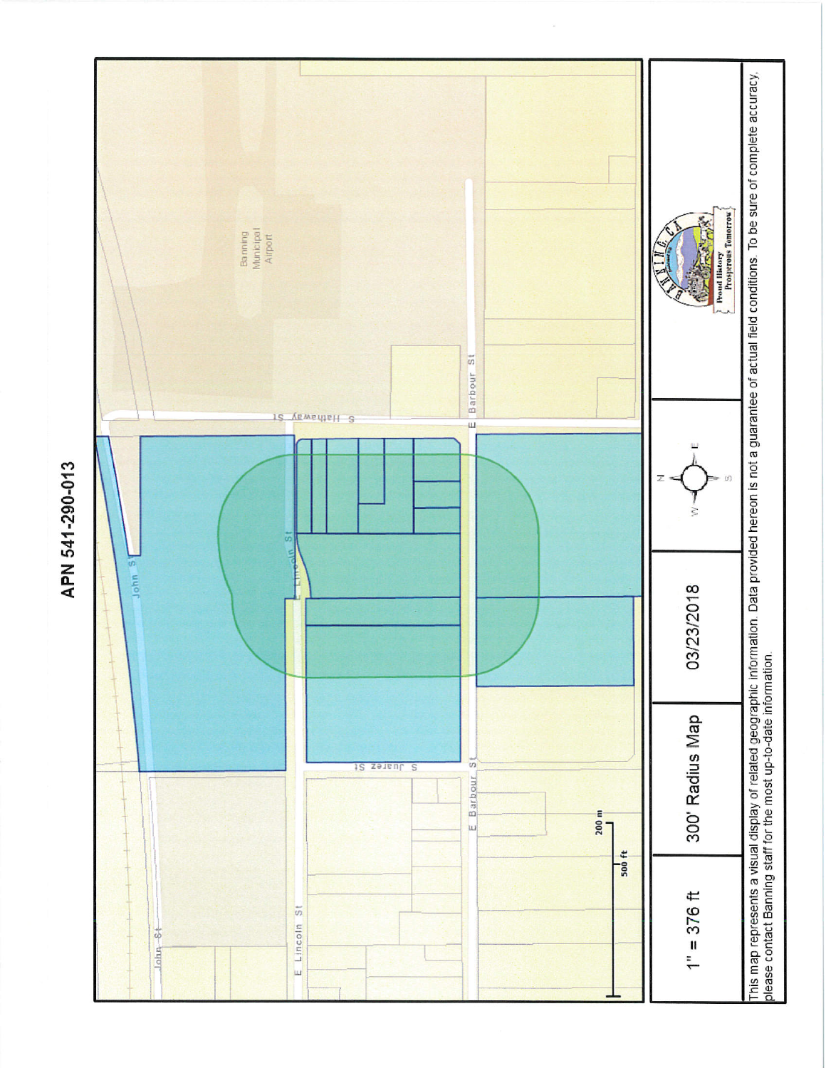# APN 541-290-013

John St

E Lincoln St

S Juarez St

E Barbour St

S Hathaway St

Banning Municipal Airport

200 m

500 ft

N

W

E

S

| 1" = 376 ft | 300' Radius Map | 03/23/2018 | | |
| --- | --- | --- | --- | --- |

BANNING, CA — Proud History, Prosperous Tomorrow

This map represents a visual display of related geographic information. Data provided hereon is not a guarantee of actual field conditions. To be sure of complete accuracy, please contact Banning staff for the most up-to-date information.